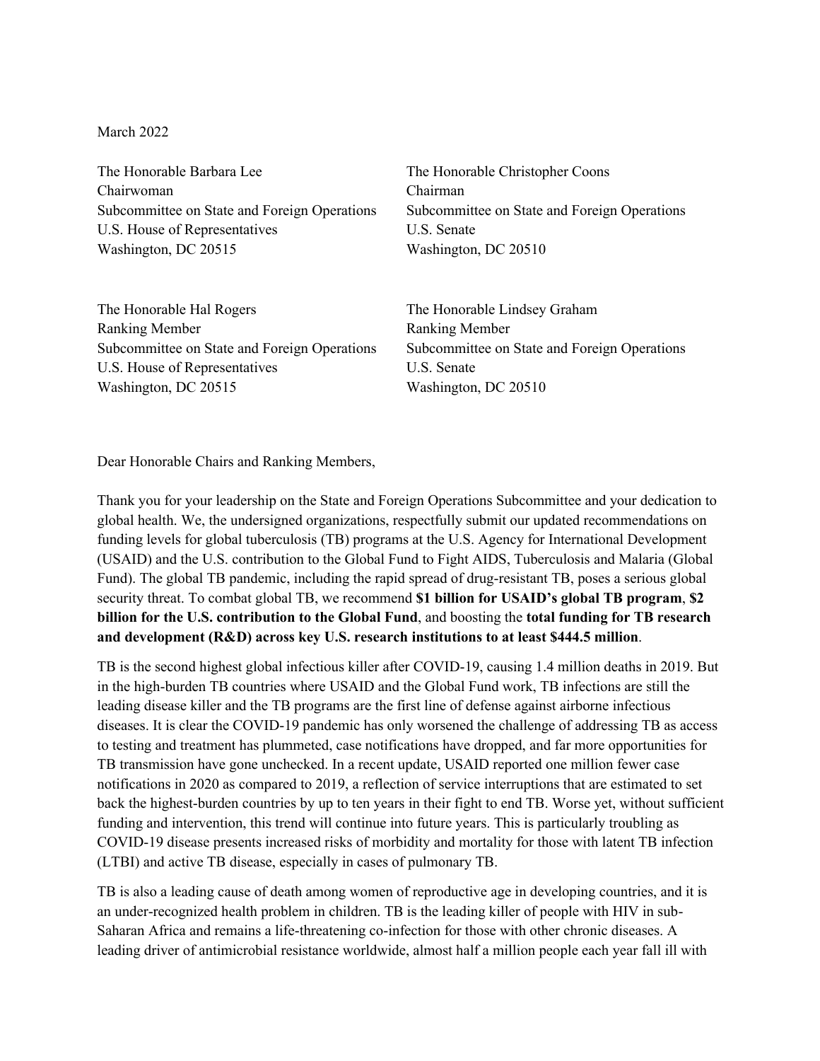March 2022

The Honorable Barbara Lee
Chairwoman
Subcommittee on State and Foreign Operations
U.S. House of Representatives
Washington, DC 20515

The Honorable Christopher Coons
Chairman
Subcommittee on State and Foreign Operations
U.S. Senate
Washington, DC 20510

The Honorable Hal Rogers
Ranking Member
Subcommittee on State and Foreign Operations
U.S. House of Representatives
Washington, DC 20515

The Honorable Lindsey Graham
Ranking Member
Subcommittee on State and Foreign Operations
U.S. Senate
Washington, DC 20510

Dear Honorable Chairs and Ranking Members,

Thank you for your leadership on the State and Foreign Operations Subcommittee and your dedication to global health. We, the undersigned organizations, respectfully submit our updated recommendations on funding levels for global tuberculosis (TB) programs at the U.S. Agency for International Development (USAID) and the U.S. contribution to the Global Fund to Fight AIDS, Tuberculosis and Malaria (Global Fund). The global TB pandemic, including the rapid spread of drug-resistant TB, poses a serious global security threat. To combat global TB, we recommend **$1 billion for USAID's global TB program**, **$2 billion for the U.S. contribution to the Global Fund**, and boosting the **total funding for TB research and development (R&D) across key U.S. research institutions to at least $444.5 million**.

TB is the second highest global infectious killer after COVID-19, causing 1.4 million deaths in 2019. But in the high-burden TB countries where USAID and the Global Fund work, TB infections are still the leading disease killer and the TB programs are the first line of defense against airborne infectious diseases. It is clear the COVID-19 pandemic has only worsened the challenge of addressing TB as access to testing and treatment has plummeted, case notifications have dropped, and far more opportunities for TB transmission have gone unchecked. In a recent update, USAID reported one million fewer case notifications in 2020 as compared to 2019, a reflection of service interruptions that are estimated to set back the highest-burden countries by up to ten years in their fight to end TB. Worse yet, without sufficient funding and intervention, this trend will continue into future years. This is particularly troubling as COVID-19 disease presents increased risks of morbidity and mortality for those with latent TB infection (LTBI) and active TB disease, especially in cases of pulmonary TB.

TB is also a leading cause of death among women of reproductive age in developing countries, and it is an under-recognized health problem in children. TB is the leading killer of people with HIV in sub-Saharan Africa and remains a life-threatening co-infection for those with other chronic diseases. A leading driver of antimicrobial resistance worldwide, almost half a million people each year fall ill with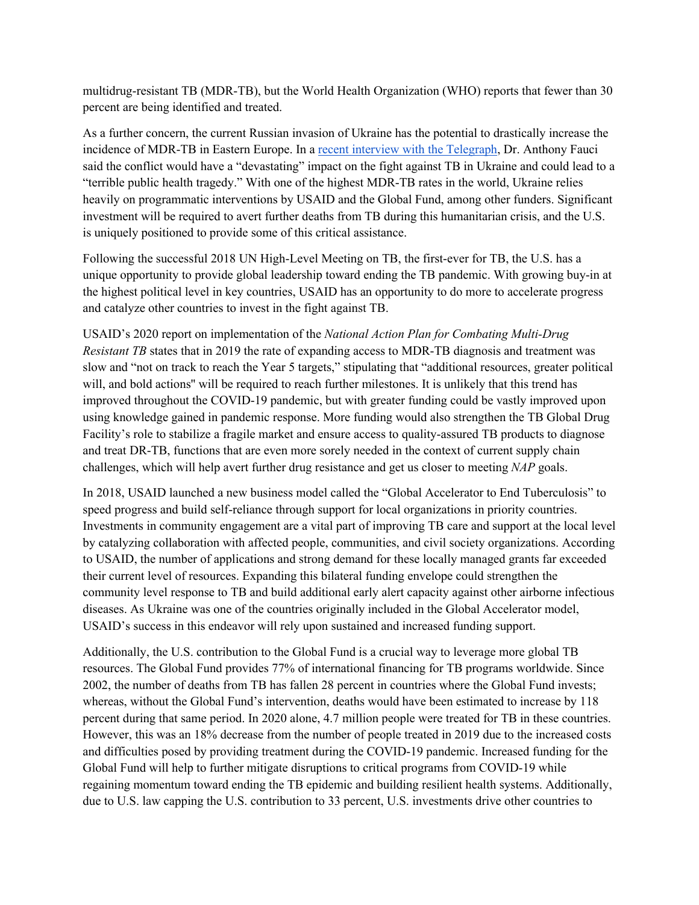multidrug-resistant TB (MDR-TB), but the World Health Organization (WHO) reports that fewer than 30 percent are being identified and treated.

As a further concern, the current Russian invasion of Ukraine has the potential to drastically increase the incidence of MDR-TB in Eastern Europe. In a [recent interview with the Telegraph](), Dr. Anthony Fauci said the conflict would have a "devastating" impact on the fight against TB in Ukraine and could lead to a "terrible public health tragedy." With one of the highest MDR-TB rates in the world, Ukraine relies heavily on programmatic interventions by USAID and the Global Fund, among other funders. Significant investment will be required to avert further deaths from TB during this humanitarian crisis, and the U.S. is uniquely positioned to provide some of this critical assistance.

Following the successful 2018 UN High-Level Meeting on TB, the first-ever for TB, the U.S. has a unique opportunity to provide global leadership toward ending the TB pandemic. With growing buy-in at the highest political level in key countries, USAID has an opportunity to do more to accelerate progress and catalyze other countries to invest in the fight against TB.

USAID's 2020 report on implementation of the *National Action Plan for Combating Multi-Drug Resistant TB* states that in 2019 the rate of expanding access to MDR-TB diagnosis and treatment was slow and "not on track to reach the Year 5 targets," stipulating that "additional resources, greater political will, and bold actions" will be required to reach further milestones. It is unlikely that this trend has improved throughout the COVID-19 pandemic, but with greater funding could be vastly improved upon using knowledge gained in pandemic response. More funding would also strengthen the TB Global Drug Facility's role to stabilize a fragile market and ensure access to quality-assured TB products to diagnose and treat DR-TB, functions that are even more sorely needed in the context of current supply chain challenges, which will help avert further drug resistance and get us closer to meeting *NAP* goals.

In 2018, USAID launched a new business model called the "Global Accelerator to End Tuberculosis" to speed progress and build self-reliance through support for local organizations in priority countries. Investments in community engagement are a vital part of improving TB care and support at the local level by catalyzing collaboration with affected people, communities, and civil society organizations. According to USAID, the number of applications and strong demand for these locally managed grants far exceeded their current level of resources. Expanding this bilateral funding envelope could strengthen the community level response to TB and build additional early alert capacity against other airborne infectious diseases. As Ukraine was one of the countries originally included in the Global Accelerator model, USAID's success in this endeavor will rely upon sustained and increased funding support.

Additionally, the U.S. contribution to the Global Fund is a crucial way to leverage more global TB resources. The Global Fund provides 77% of international financing for TB programs worldwide. Since 2002, the number of deaths from TB has fallen 28 percent in countries where the Global Fund invests; whereas, without the Global Fund's intervention, deaths would have been estimated to increase by 118 percent during that same period. In 2020 alone, 4.7 million people were treated for TB in these countries. However, this was an 18% decrease from the number of people treated in 2019 due to the increased costs and difficulties posed by providing treatment during the COVID-19 pandemic. Increased funding for the Global Fund will help to further mitigate disruptions to critical programs from COVID-19 while regaining momentum toward ending the TB epidemic and building resilient health systems. Additionally, due to U.S. law capping the U.S. contribution to 33 percent, U.S. investments drive other countries to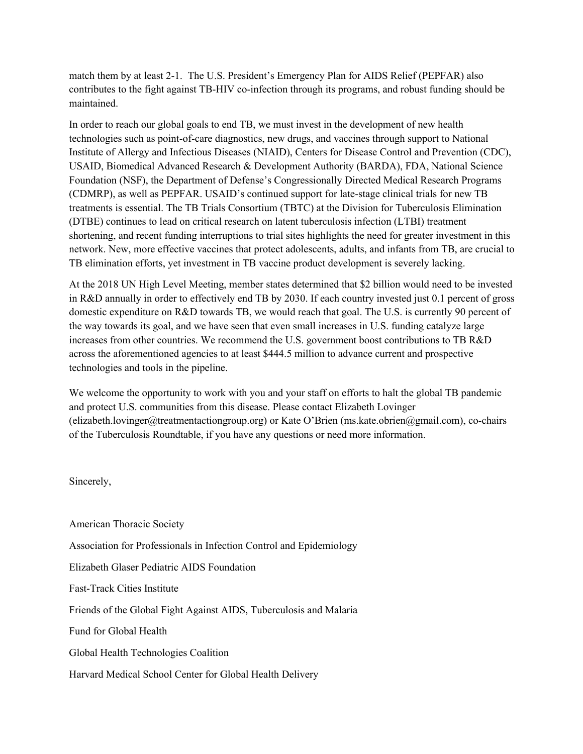match them by at least 2-1. The U.S. President's Emergency Plan for AIDS Relief (PEPFAR) also contributes to the fight against TB-HIV co-infection through its programs, and robust funding should be maintained.

In order to reach our global goals to end TB, we must invest in the development of new health technologies such as point-of-care diagnostics, new drugs, and vaccines through support to National Institute of Allergy and Infectious Diseases (NIAID), Centers for Disease Control and Prevention (CDC), USAID, Biomedical Advanced Research & Development Authority (BARDA), FDA, National Science Foundation (NSF), the Department of Defense's Congressionally Directed Medical Research Programs (CDMRP), as well as PEPFAR. USAID's continued support for late-stage clinical trials for new TB treatments is essential. The TB Trials Consortium (TBTC) at the Division for Tuberculosis Elimination (DTBE) continues to lead on critical research on latent tuberculosis infection (LTBI) treatment shortening, and recent funding interruptions to trial sites highlights the need for greater investment in this network. New, more effective vaccines that protect adolescents, adults, and infants from TB, are crucial to TB elimination efforts, yet investment in TB vaccine product development is severely lacking.

At the 2018 UN High Level Meeting, member states determined that $2 billion would need to be invested in R&D annually in order to effectively end TB by 2030. If each country invested just 0.1 percent of gross domestic expenditure on R&D towards TB, we would reach that goal. The U.S. is currently 90 percent of the way towards its goal, and we have seen that even small increases in U.S. funding catalyze large increases from other countries. We recommend the U.S. government boost contributions to TB R&D across the aforementioned agencies to at least $444.5 million to advance current and prospective technologies and tools in the pipeline.

We welcome the opportunity to work with you and your staff on efforts to halt the global TB pandemic and protect U.S. communities from this disease. Please contact Elizabeth Lovinger (elizabeth.lovinger@treatmentactiongroup.org) or Kate O'Brien (ms.kate.obrien@gmail.com), co-chairs of the Tuberculosis Roundtable, if you have any questions or need more information.

Sincerely,

American Thoracic Society

Association for Professionals in Infection Control and Epidemiology

Elizabeth Glaser Pediatric AIDS Foundation

Fast-Track Cities Institute

Friends of the Global Fight Against AIDS, Tuberculosis and Malaria

Fund for Global Health

Global Health Technologies Coalition

Harvard Medical School Center for Global Health Delivery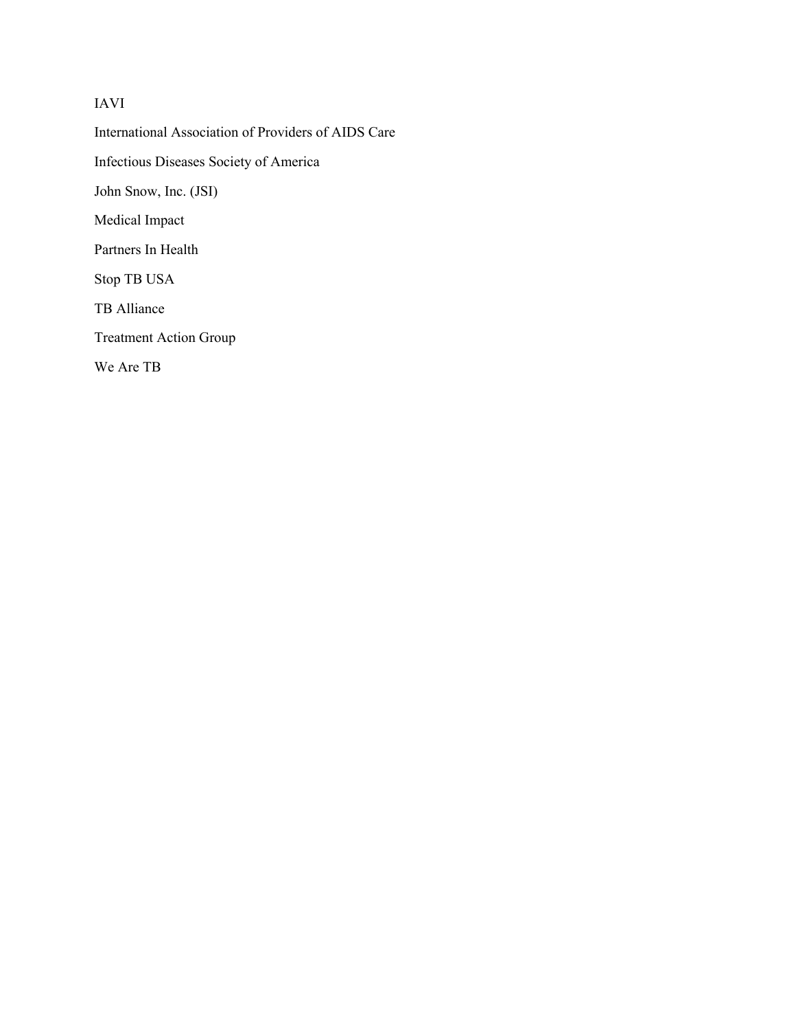IAVI

International Association of Providers of AIDS Care

Infectious Diseases Society of America

John Snow, Inc. (JSI)

Medical Impact

Partners In Health

Stop TB USA

TB Alliance

Treatment Action Group

We Are TB